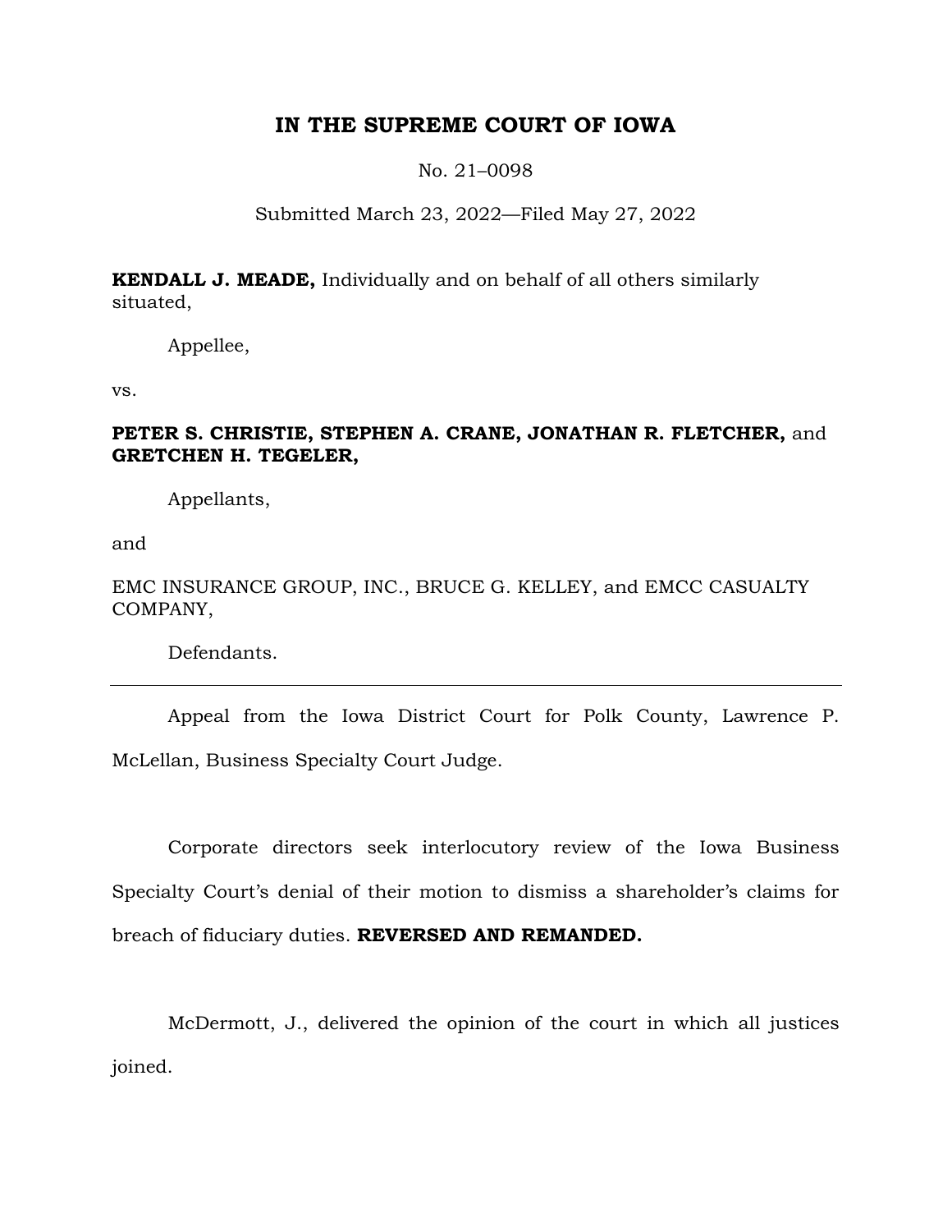# IN THE SUPREME COURT OF IOWA

No. 21–0098

Submitted March 23, 2022—Filed May 27, 2022

**KENDALL J. MEADE,** Individually and on behalf of all others similarly situated,

Appellee,

vs.

**PETER S. CHRISTIE, STEPHEN A. CRANE, JONATHAN R. FLETCHER,** and **GRETCHEN H. TEGELER,**

Appellants,

and

EMC INSURANCE GROUP, INC., BRUCE G. KELLEY, and EMCC CASUALTY COMPANY,

Defendants.

---

Appeal from the Iowa District Court for Polk County, Lawrence P. McLellan, Business Specialty Court Judge.

Corporate directors seek interlocutory review of the Iowa Business Specialty Court's denial of their motion to dismiss a shareholder's claims for breach of fiduciary duties. **REVERSED AND REMANDED.**

McDermott, J., delivered the opinion of the court in which all justices joined.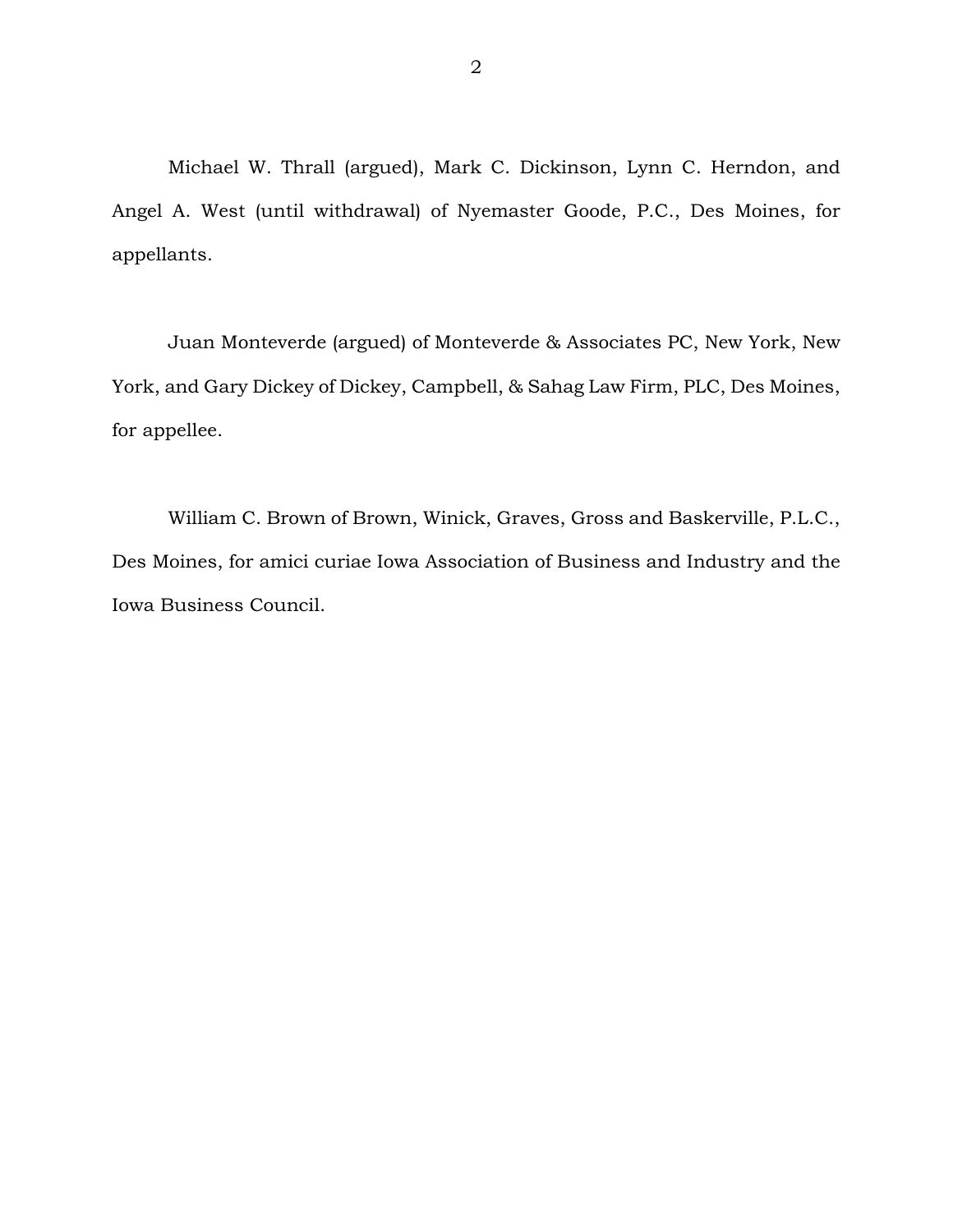Michael W. Thrall (argued), Mark C. Dickinson, Lynn C. Herndon, and Angel A. West (until withdrawal) of Nyemaster Goode, P.C., Des Moines, for appellants.

Juan Monteverde (argued) of Monteverde & Associates PC, New York, New York, and Gary Dickey of Dickey, Campbell, & Sahag Law Firm, PLC, Des Moines, for appellee.

William C. Brown of Brown, Winick, Graves, Gross and Baskerville, P.L.C., Des Moines, for amici curiae Iowa Association of Business and Industry and the Iowa Business Council.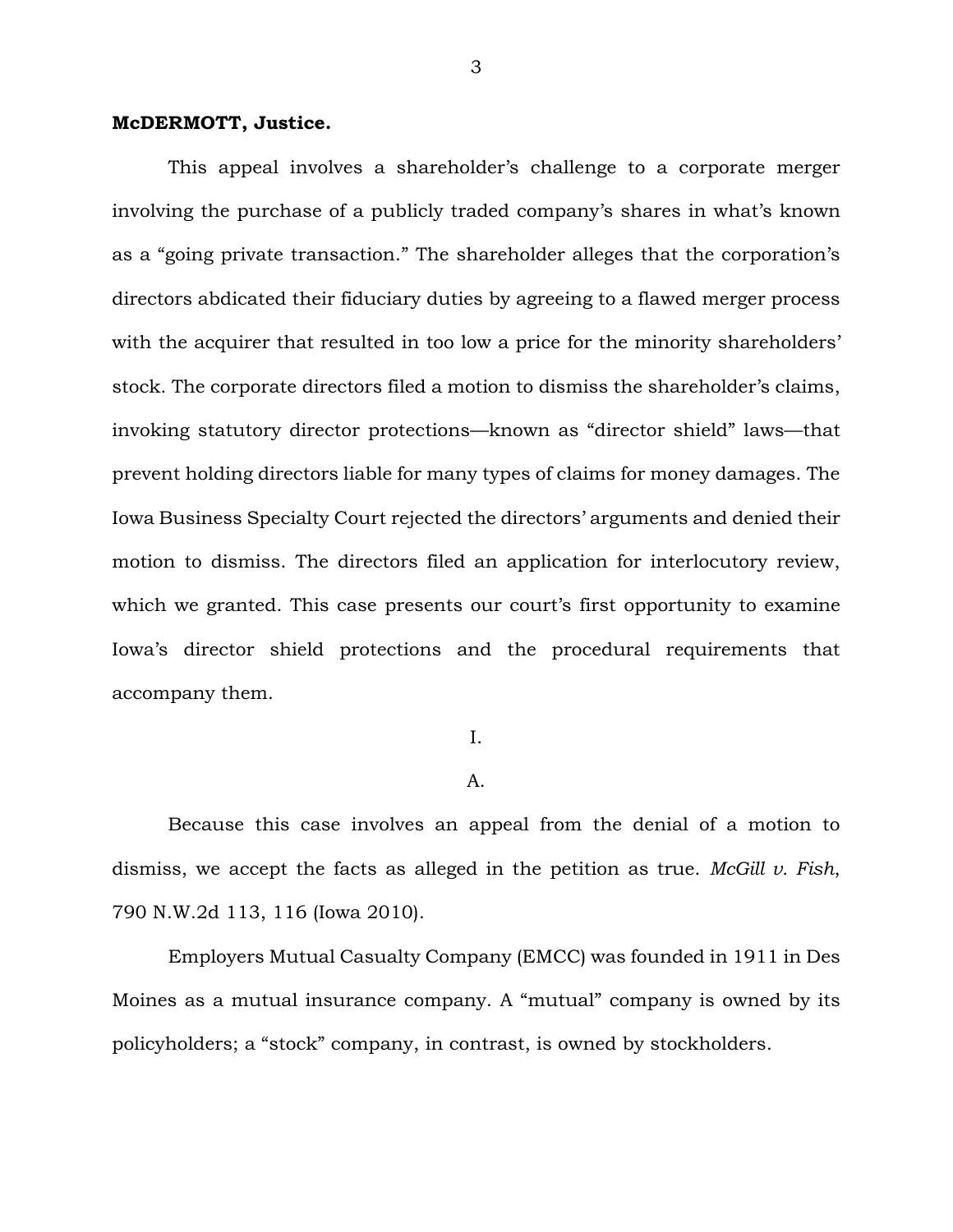**McDERMOTT, Justice.**

This appeal involves a shareholder's challenge to a corporate merger involving the purchase of a publicly traded company's shares in what's known as a "going private transaction." The shareholder alleges that the corporation's directors abdicated their fiduciary duties by agreeing to a flawed merger process with the acquirer that resulted in too low a price for the minority shareholders' stock. The corporate directors filed a motion to dismiss the shareholder's claims, invoking statutory director protections—known as "director shield" laws—that prevent holding directors liable for many types of claims for money damages. The Iowa Business Specialty Court rejected the directors' arguments and denied their motion to dismiss. The directors filed an application for interlocutory review, which we granted. This case presents our court's first opportunity to examine Iowa's director shield protections and the procedural requirements that accompany them.

I.

A.

Because this case involves an appeal from the denial of a motion to dismiss, we accept the facts as alleged in the petition as true. *McGill v. Fish*, 790 N.W.2d 113, 116 (Iowa 2010).

Employers Mutual Casualty Company (EMCC) was founded in 1911 in Des Moines as a mutual insurance company. A "mutual" company is owned by its policyholders; a "stock" company, in contrast, is owned by stockholders.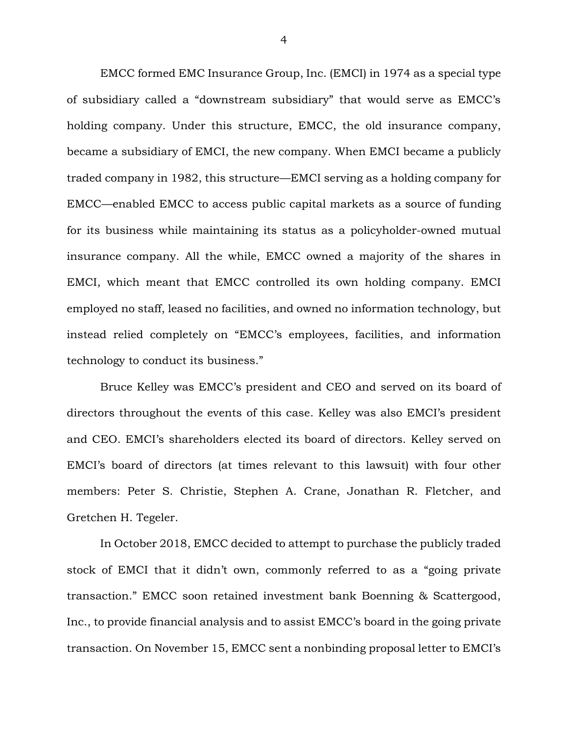EMCC formed EMC Insurance Group, Inc. (EMCI) in 1974 as a special type of subsidiary called a "downstream subsidiary" that would serve as EMCC's holding company. Under this structure, EMCC, the old insurance company, became a subsidiary of EMCI, the new company. When EMCI became a publicly traded company in 1982, this structure—EMCI serving as a holding company for EMCC—enabled EMCC to access public capital markets as a source of funding for its business while maintaining its status as a policyholder-owned mutual insurance company. All the while, EMCC owned a majority of the shares in EMCI, which meant that EMCC controlled its own holding company. EMCI employed no staff, leased no facilities, and owned no information technology, but instead relied completely on "EMCC's employees, facilities, and information technology to conduct its business."

Bruce Kelley was EMCC's president and CEO and served on its board of directors throughout the events of this case. Kelley was also EMCI's president and CEO. EMCI's shareholders elected its board of directors. Kelley served on EMCI's board of directors (at times relevant to this lawsuit) with four other members: Peter S. Christie, Stephen A. Crane, Jonathan R. Fletcher, and Gretchen H. Tegeler.

In October 2018, EMCC decided to attempt to purchase the publicly traded stock of EMCI that it didn't own, commonly referred to as a "going private transaction." EMCC soon retained investment bank Boenning & Scattergood, Inc., to provide financial analysis and to assist EMCC's board in the going private transaction. On November 15, EMCC sent a nonbinding proposal letter to EMCI's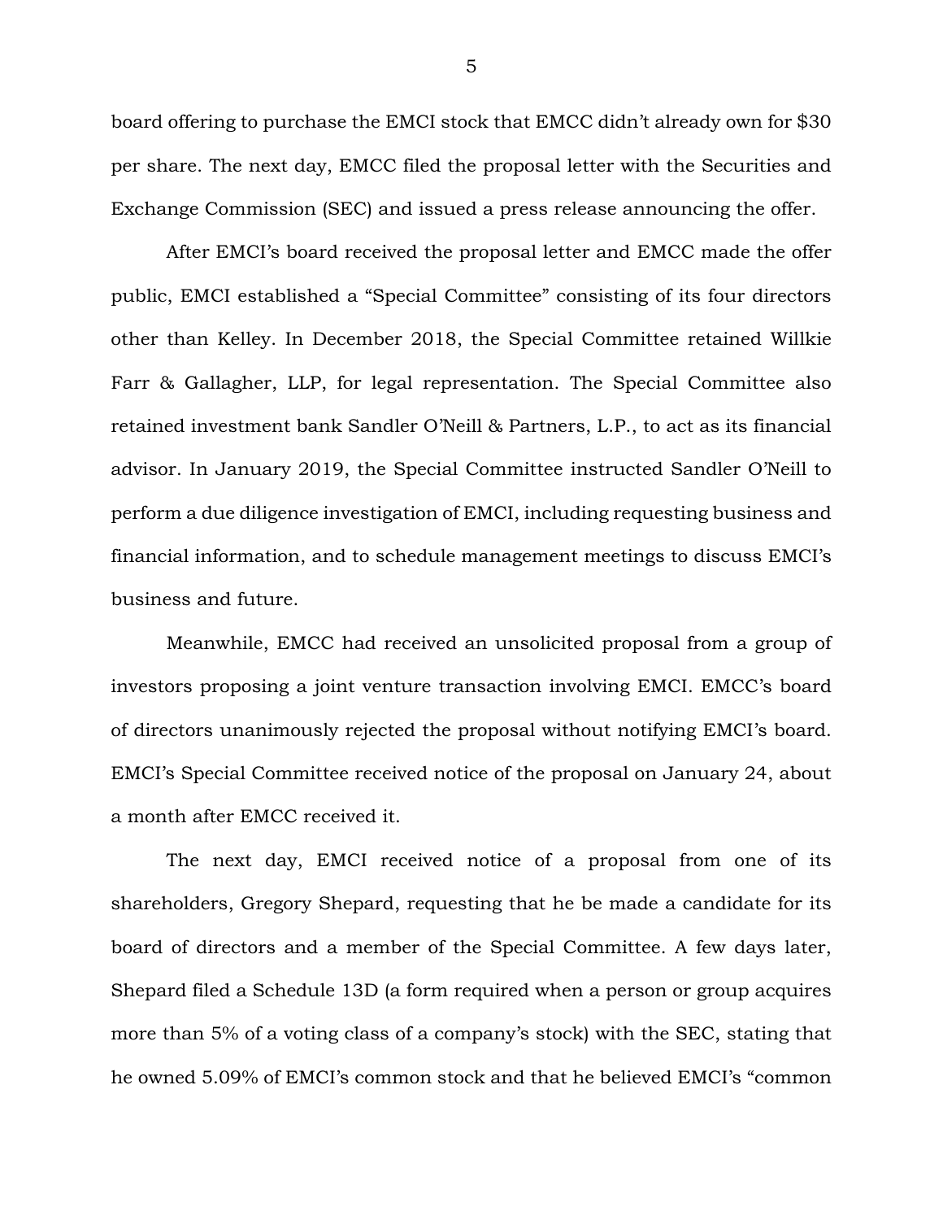board offering to purchase the EMCI stock that EMCC didn't already own for $30 per share. The next day, EMCC filed the proposal letter with the Securities and Exchange Commission (SEC) and issued a press release announcing the offer.

After EMCI's board received the proposal letter and EMCC made the offer public, EMCI established a "Special Committee" consisting of its four directors other than Kelley. In December 2018, the Special Committee retained Willkie Farr & Gallagher, LLP, for legal representation. The Special Committee also retained investment bank Sandler O'Neill & Partners, L.P., to act as its financial advisor. In January 2019, the Special Committee instructed Sandler O'Neill to perform a due diligence investigation of EMCI, including requesting business and financial information, and to schedule management meetings to discuss EMCI's business and future.

Meanwhile, EMCC had received an unsolicited proposal from a group of investors proposing a joint venture transaction involving EMCI. EMCC's board of directors unanimously rejected the proposal without notifying EMCI's board. EMCI's Special Committee received notice of the proposal on January 24, about a month after EMCC received it.

The next day, EMCI received notice of a proposal from one of its shareholders, Gregory Shepard, requesting that he be made a candidate for its board of directors and a member of the Special Committee. A few days later, Shepard filed a Schedule 13D (a form required when a person or group acquires more than 5% of a voting class of a company's stock) with the SEC, stating that he owned 5.09% of EMCI's common stock and that he believed EMCI's "common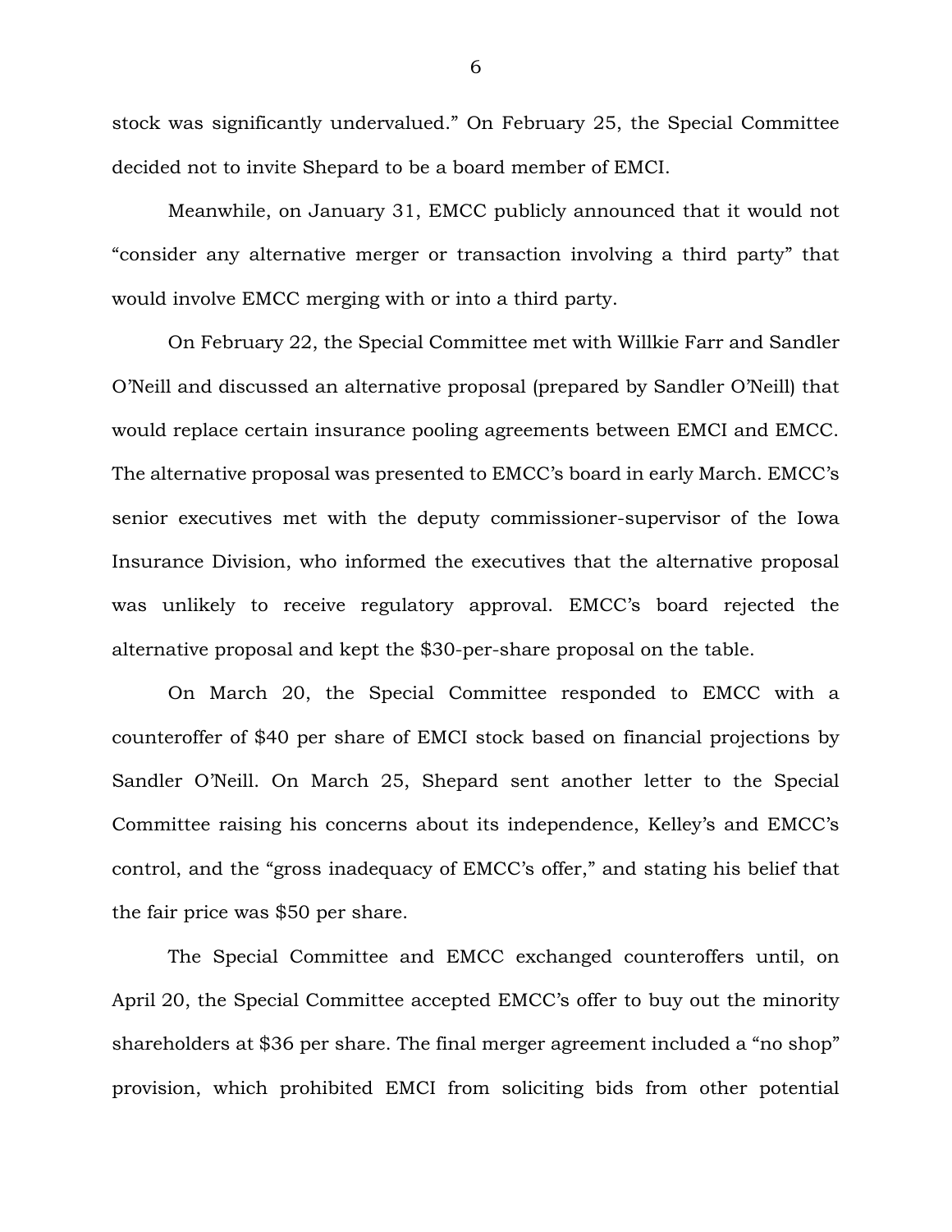stock was significantly undervalued." On February 25, the Special Committee decided not to invite Shepard to be a board member of EMCI.

Meanwhile, on January 31, EMCC publicly announced that it would not "consider any alternative merger or transaction involving a third party" that would involve EMCC merging with or into a third party.

On February 22, the Special Committee met with Willkie Farr and Sandler O'Neill and discussed an alternative proposal (prepared by Sandler O'Neill) that would replace certain insurance pooling agreements between EMCI and EMCC. The alternative proposal was presented to EMCC's board in early March. EMCC's senior executives met with the deputy commissioner-supervisor of the Iowa Insurance Division, who informed the executives that the alternative proposal was unlikely to receive regulatory approval. EMCC's board rejected the alternative proposal and kept the $30-per-share proposal on the table.

On March 20, the Special Committee responded to EMCC with a counteroffer of $40 per share of EMCI stock based on financial projections by Sandler O'Neill. On March 25, Shepard sent another letter to the Special Committee raising his concerns about its independence, Kelley's and EMCC's control, and the "gross inadequacy of EMCC's offer," and stating his belief that the fair price was $50 per share.

The Special Committee and EMCC exchanged counteroffers until, on April 20, the Special Committee accepted EMCC's offer to buy out the minority shareholders at $36 per share. The final merger agreement included a "no shop" provision, which prohibited EMCI from soliciting bids from other potential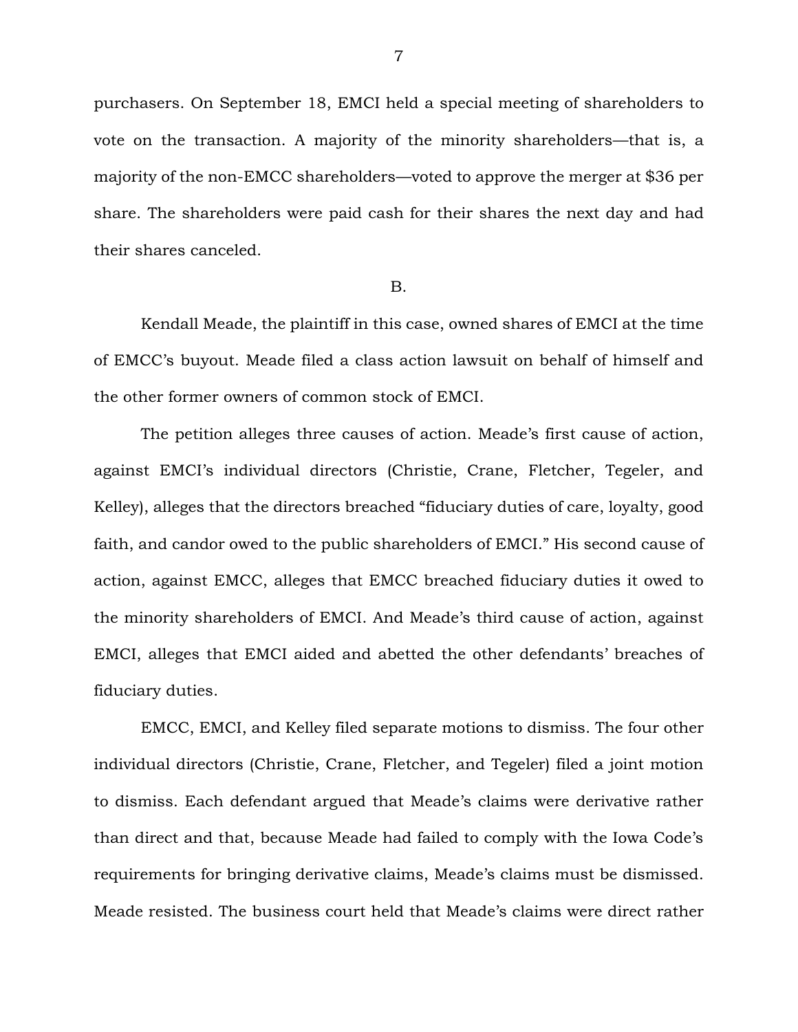purchasers. On September 18, EMCI held a special meeting of shareholders to vote on the transaction. A majority of the minority shareholders—that is, a majority of the non-EMCC shareholders—voted to approve the merger at $36 per share. The shareholders were paid cash for their shares the next day and had their shares canceled.

B.

Kendall Meade, the plaintiff in this case, owned shares of EMCI at the time of EMCC's buyout. Meade filed a class action lawsuit on behalf of himself and the other former owners of common stock of EMCI.

The petition alleges three causes of action. Meade's first cause of action, against EMCI's individual directors (Christie, Crane, Fletcher, Tegeler, and Kelley), alleges that the directors breached "fiduciary duties of care, loyalty, good faith, and candor owed to the public shareholders of EMCI." His second cause of action, against EMCC, alleges that EMCC breached fiduciary duties it owed to the minority shareholders of EMCI. And Meade's third cause of action, against EMCI, alleges that EMCI aided and abetted the other defendants' breaches of fiduciary duties.

EMCC, EMCI, and Kelley filed separate motions to dismiss. The four other individual directors (Christie, Crane, Fletcher, and Tegeler) filed a joint motion to dismiss. Each defendant argued that Meade's claims were derivative rather than direct and that, because Meade had failed to comply with the Iowa Code's requirements for bringing derivative claims, Meade's claims must be dismissed. Meade resisted. The business court held that Meade's claims were direct rather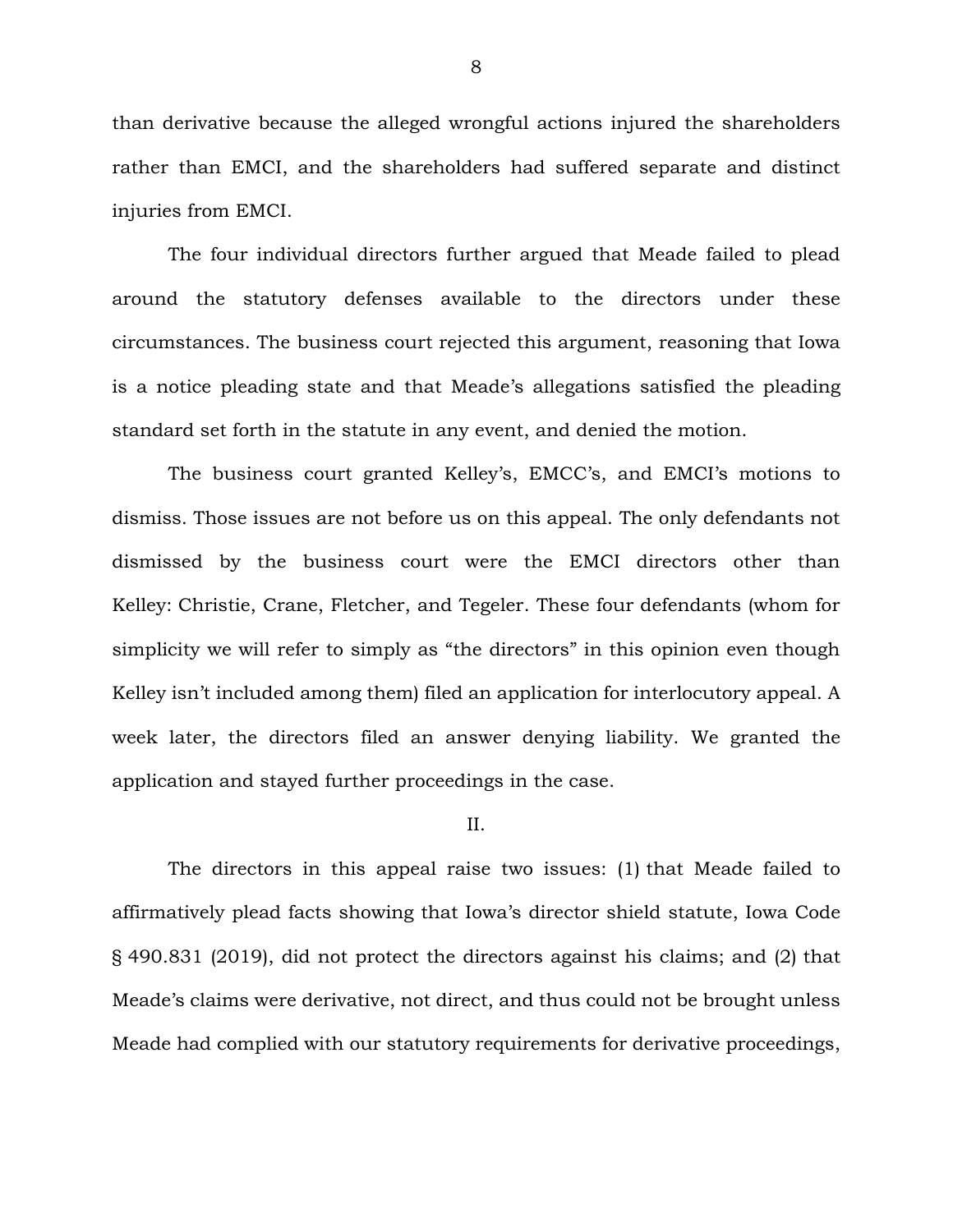than derivative because the alleged wrongful actions injured the shareholders rather than EMCI, and the shareholders had suffered separate and distinct injuries from EMCI.

The four individual directors further argued that Meade failed to plead around the statutory defenses available to the directors under these circumstances. The business court rejected this argument, reasoning that Iowa is a notice pleading state and that Meade's allegations satisfied the pleading standard set forth in the statute in any event, and denied the motion.

The business court granted Kelley's, EMCC's, and EMCI's motions to dismiss. Those issues are not before us on this appeal. The only defendants not dismissed by the business court were the EMCI directors other than Kelley: Christie, Crane, Fletcher, and Tegeler. These four defendants (whom for simplicity we will refer to simply as "the directors" in this opinion even though Kelley isn't included among them) filed an application for interlocutory appeal. A week later, the directors filed an answer denying liability. We granted the application and stayed further proceedings in the case.

## II.

The directors in this appeal raise two issues: (1) that Meade failed to affirmatively plead facts showing that Iowa's director shield statute, Iowa Code § 490.831 (2019), did not protect the directors against his claims; and (2) that Meade's claims were derivative, not direct, and thus could not be brought unless Meade had complied with our statutory requirements for derivative proceedings,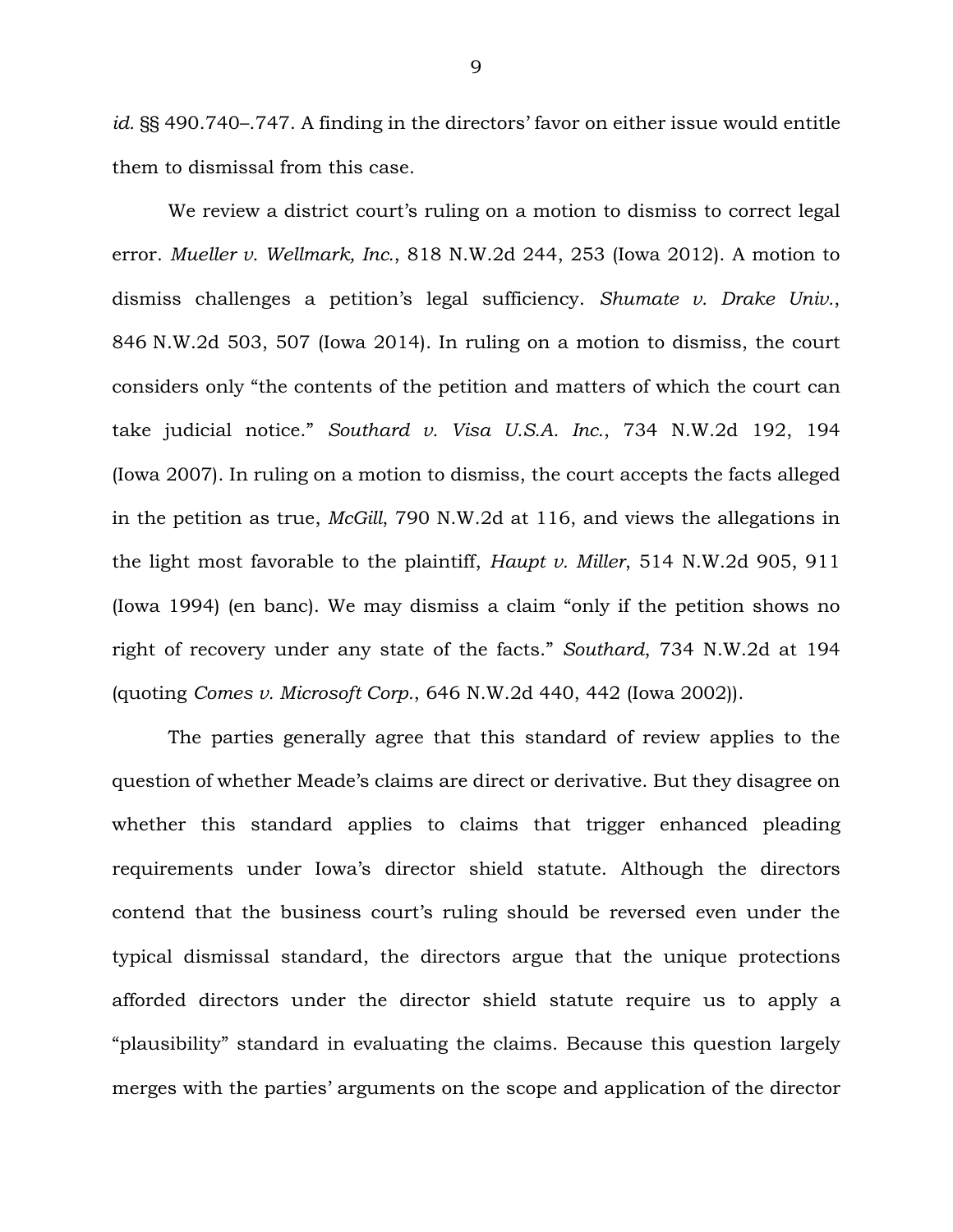*id.* §§ 490.740–.747. A finding in the directors' favor on either issue would entitle them to dismissal from this case.

We review a district court's ruling on a motion to dismiss to correct legal error. *Mueller v. Wellmark, Inc.*, 818 N.W.2d 244, 253 (Iowa 2012). A motion to dismiss challenges a petition's legal sufficiency. *Shumate v. Drake Univ.*, 846 N.W.2d 503, 507 (Iowa 2014). In ruling on a motion to dismiss, the court considers only "the contents of the petition and matters of which the court can take judicial notice." *Southard v. Visa U.S.A. Inc.*, 734 N.W.2d 192, 194 (Iowa 2007). In ruling on a motion to dismiss, the court accepts the facts alleged in the petition as true, *McGill*, 790 N.W.2d at 116, and views the allegations in the light most favorable to the plaintiff, *Haupt v. Miller*, 514 N.W.2d 905, 911 (Iowa 1994) (en banc). We may dismiss a claim "only if the petition shows no right of recovery under any state of the facts." *Southard*, 734 N.W.2d at 194 (quoting *Comes v. Microsoft Corp.*, 646 N.W.2d 440, 442 (Iowa 2002)).

The parties generally agree that this standard of review applies to the question of whether Meade's claims are direct or derivative. But they disagree on whether this standard applies to claims that trigger enhanced pleading requirements under Iowa's director shield statute. Although the directors contend that the business court's ruling should be reversed even under the typical dismissal standard, the directors argue that the unique protections afforded directors under the director shield statute require us to apply a "plausibility" standard in evaluating the claims. Because this question largely merges with the parties' arguments on the scope and application of the director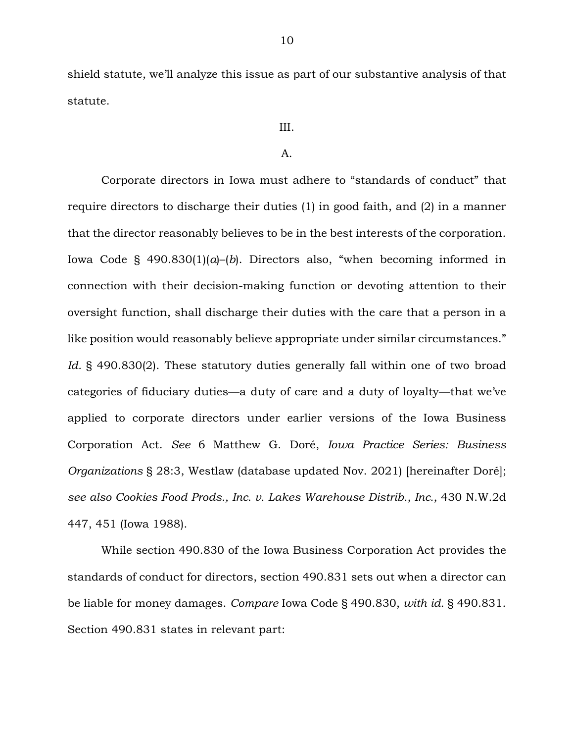shield statute, we'll analyze this issue as part of our substantive analysis of that statute.

III.

A.

Corporate directors in Iowa must adhere to "standards of conduct" that require directors to discharge their duties (1) in good faith, and (2) in a manner that the director reasonably believes to be in the best interests of the corporation. Iowa Code § 490.830(1)(*a*)–(*b*). Directors also, "when becoming informed in connection with their decision-making function or devoting attention to their oversight function, shall discharge their duties with the care that a person in a like position would reasonably believe appropriate under similar circumstances." *Id.* § 490.830(2). These statutory duties generally fall within one of two broad categories of fiduciary duties—a duty of care and a duty of loyalty—that we've applied to corporate directors under earlier versions of the Iowa Business Corporation Act. *See* 6 Matthew G. Doré, *Iowa Practice Series: Business Organizations* § 28:3, Westlaw (database updated Nov. 2021) [hereinafter Doré]; *see also Cookies Food Prods., Inc. v. Lakes Warehouse Distrib., Inc.*, 430 N.W.2d 447, 451 (Iowa 1988).

While section 490.830 of the Iowa Business Corporation Act provides the standards of conduct for directors, section 490.831 sets out when a director can be liable for money damages. *Compare* Iowa Code § 490.830, *with id.* § 490.831. Section 490.831 states in relevant part: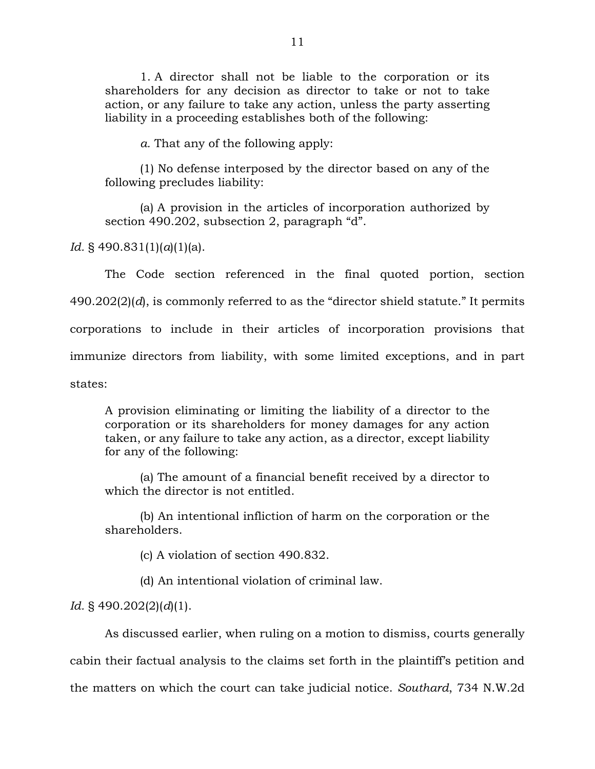> 1. A director shall not be liable to the corporation or its shareholders for any decision as director to take or not to take action, or any failure to take any action, unless the party asserting liability in a proceeding establishes both of the following:
>
> *a.* That any of the following apply:
>
> (1) No defense interposed by the director based on any of the following precludes liability:
>
> (a) A provision in the articles of incorporation authorized by section 490.202, subsection 2, paragraph "d".

*Id.* § 490.831(1)(*a*)(1)(a).

The Code section referenced in the final quoted portion, section 490.202(2)(*d*), is commonly referred to as the "director shield statute." It permits corporations to include in their articles of incorporation provisions that immunize directors from liability, with some limited exceptions, and in part states:

> A provision eliminating or limiting the liability of a director to the corporation or its shareholders for money damages for any action taken, or any failure to take any action, as a director, except liability for any of the following:
>
> (a) The amount of a financial benefit received by a director to which the director is not entitled.
>
> (b) An intentional infliction of harm on the corporation or the shareholders.
>
> (c) A violation of section 490.832.
>
> (d) An intentional violation of criminal law.

*Id.* § 490.202(2)(*d*)(1).

As discussed earlier, when ruling on a motion to dismiss, courts generally cabin their factual analysis to the claims set forth in the plaintiff's petition and the matters on which the court can take judicial notice. *Southard*, 734 N.W.2d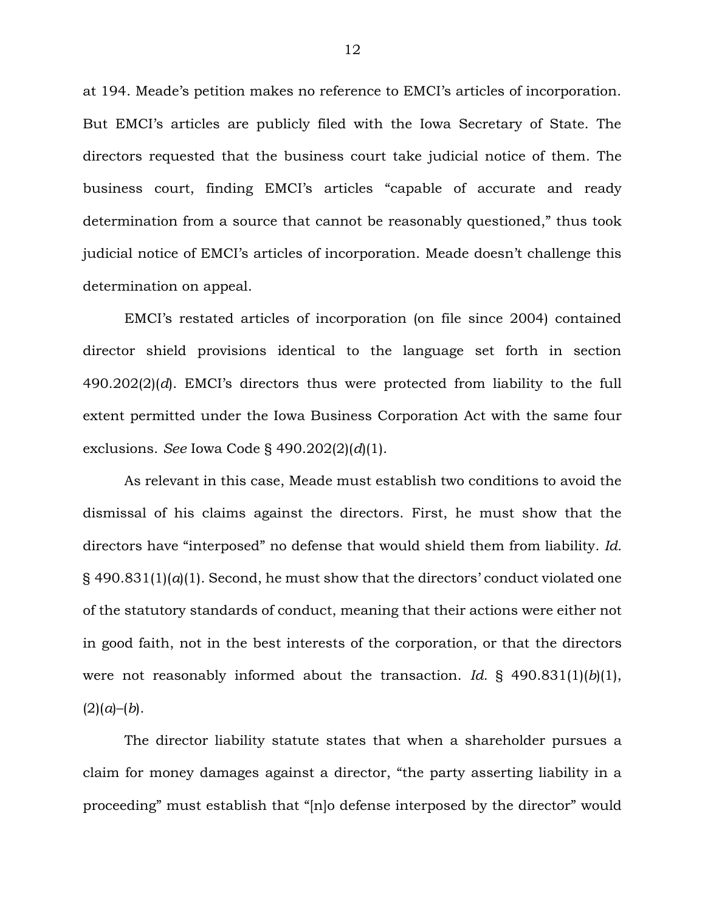at 194. Meade's petition makes no reference to EMCI's articles of incorporation. But EMCI's articles are publicly filed with the Iowa Secretary of State. The directors requested that the business court take judicial notice of them. The business court, finding EMCI's articles "capable of accurate and ready determination from a source that cannot be reasonably questioned," thus took judicial notice of EMCI's articles of incorporation. Meade doesn't challenge this determination on appeal.

EMCI's restated articles of incorporation (on file since 2004) contained director shield provisions identical to the language set forth in section 490.202(2)(*d*). EMCI's directors thus were protected from liability to the full extent permitted under the Iowa Business Corporation Act with the same four exclusions. *See* Iowa Code § 490.202(2)(*d*)(1).

As relevant in this case, Meade must establish two conditions to avoid the dismissal of his claims against the directors. First, he must show that the directors have "interposed" no defense that would shield them from liability. *Id.* § 490.831(1)(*a*)(1). Second, he must show that the directors' conduct violated one of the statutory standards of conduct, meaning that their actions were either not in good faith, not in the best interests of the corporation, or that the directors were not reasonably informed about the transaction. *Id.* § 490.831(1)(*b*)(1), (2)(*a*)–(*b*).

The director liability statute states that when a shareholder pursues a claim for money damages against a director, "the party asserting liability in a proceeding" must establish that "[n]o defense interposed by the director" would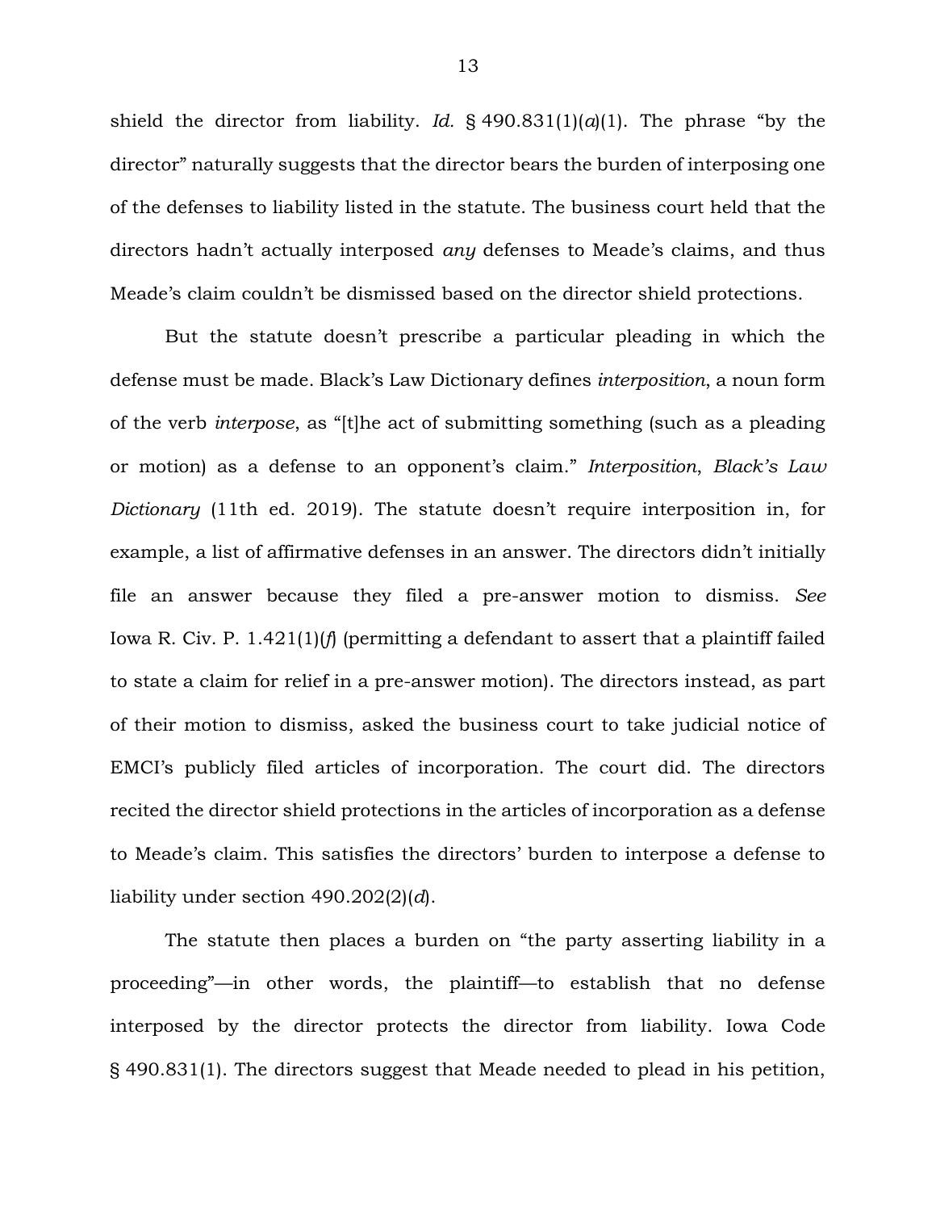shield the director from liability. *Id.* § 490.831(1)(*a*)(1). The phrase "by the director" naturally suggests that the director bears the burden of interposing one of the defenses to liability listed in the statute. The business court held that the directors hadn't actually interposed *any* defenses to Meade's claims, and thus Meade's claim couldn't be dismissed based on the director shield protections.

But the statute doesn't prescribe a particular pleading in which the defense must be made. Black's Law Dictionary defines *interposition*, a noun form of the verb *interpose*, as "[t]he act of submitting something (such as a pleading or motion) as a defense to an opponent's claim." *Interposition*, *Black's Law Dictionary* (11th ed. 2019). The statute doesn't require interposition in, for example, a list of affirmative defenses in an answer. The directors didn't initially file an answer because they filed a pre-answer motion to dismiss. *See* Iowa R. Civ. P. 1.421(1)(*f*) (permitting a defendant to assert that a plaintiff failed to state a claim for relief in a pre-answer motion). The directors instead, as part of their motion to dismiss, asked the business court to take judicial notice of EMCI's publicly filed articles of incorporation. The court did. The directors recited the director shield protections in the articles of incorporation as a defense to Meade's claim. This satisfies the directors' burden to interpose a defense to liability under section 490.202(2)(*d*).

The statute then places a burden on "the party asserting liability in a proceeding"—in other words, the plaintiff—to establish that no defense interposed by the director protects the director from liability. Iowa Code § 490.831(1). The directors suggest that Meade needed to plead in his petition,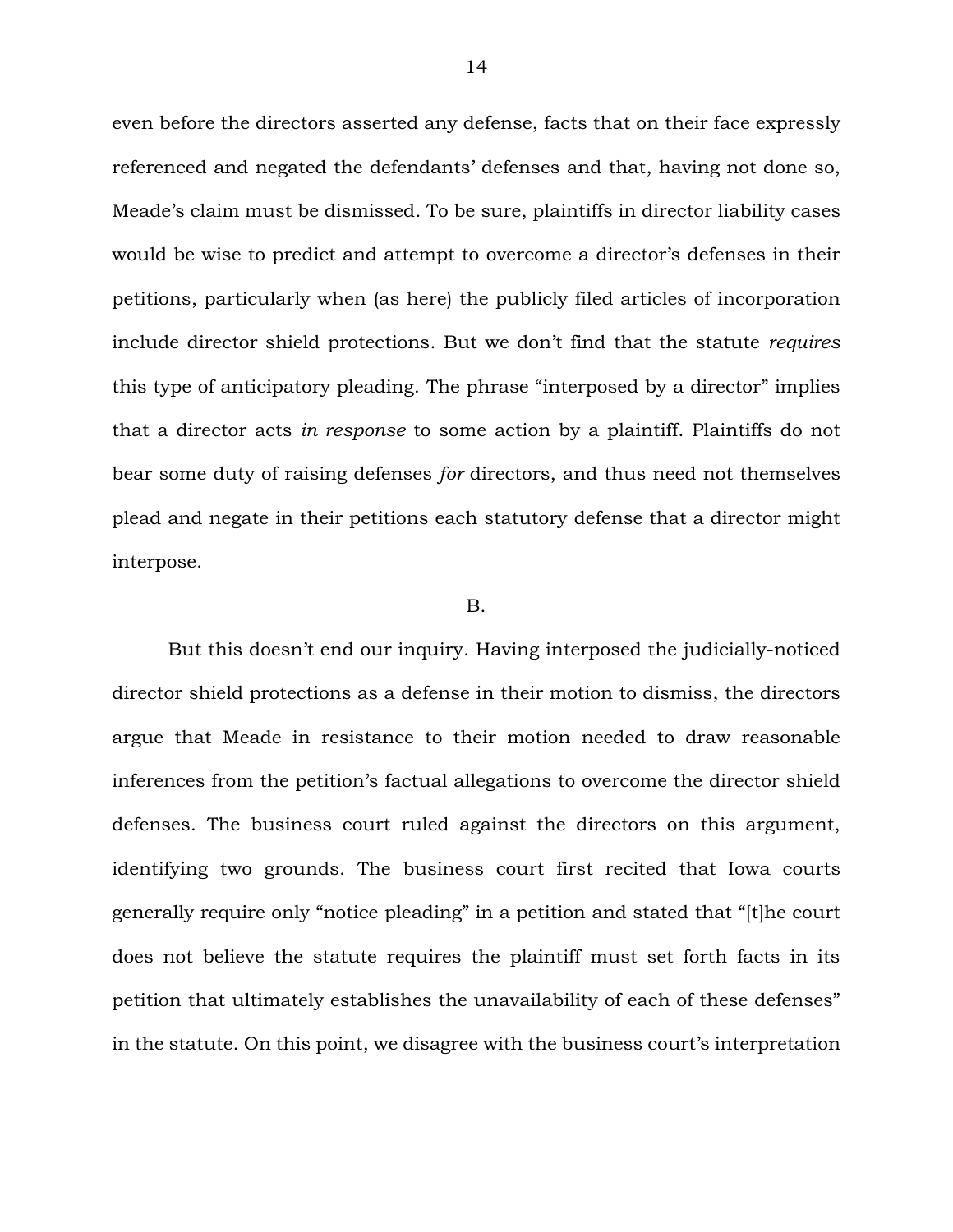even before the directors asserted any defense, facts that on their face expressly referenced and negated the defendants' defenses and that, having not done so, Meade's claim must be dismissed. To be sure, plaintiffs in director liability cases would be wise to predict and attempt to overcome a director's defenses in their petitions, particularly when (as here) the publicly filed articles of incorporation include director shield protections. But we don't find that the statute *requires* this type of anticipatory pleading. The phrase "interposed by a director" implies that a director acts *in response* to some action by a plaintiff. Plaintiffs do not bear some duty of raising defenses *for* directors, and thus need not themselves plead and negate in their petitions each statutory defense that a director might interpose.

B.

But this doesn't end our inquiry. Having interposed the judicially-noticed director shield protections as a defense in their motion to dismiss, the directors argue that Meade in resistance to their motion needed to draw reasonable inferences from the petition's factual allegations to overcome the director shield defenses. The business court ruled against the directors on this argument, identifying two grounds. The business court first recited that Iowa courts generally require only "notice pleading" in a petition and stated that "[t]he court does not believe the statute requires the plaintiff must set forth facts in its petition that ultimately establishes the unavailability of each of these defenses" in the statute. On this point, we disagree with the business court's interpretation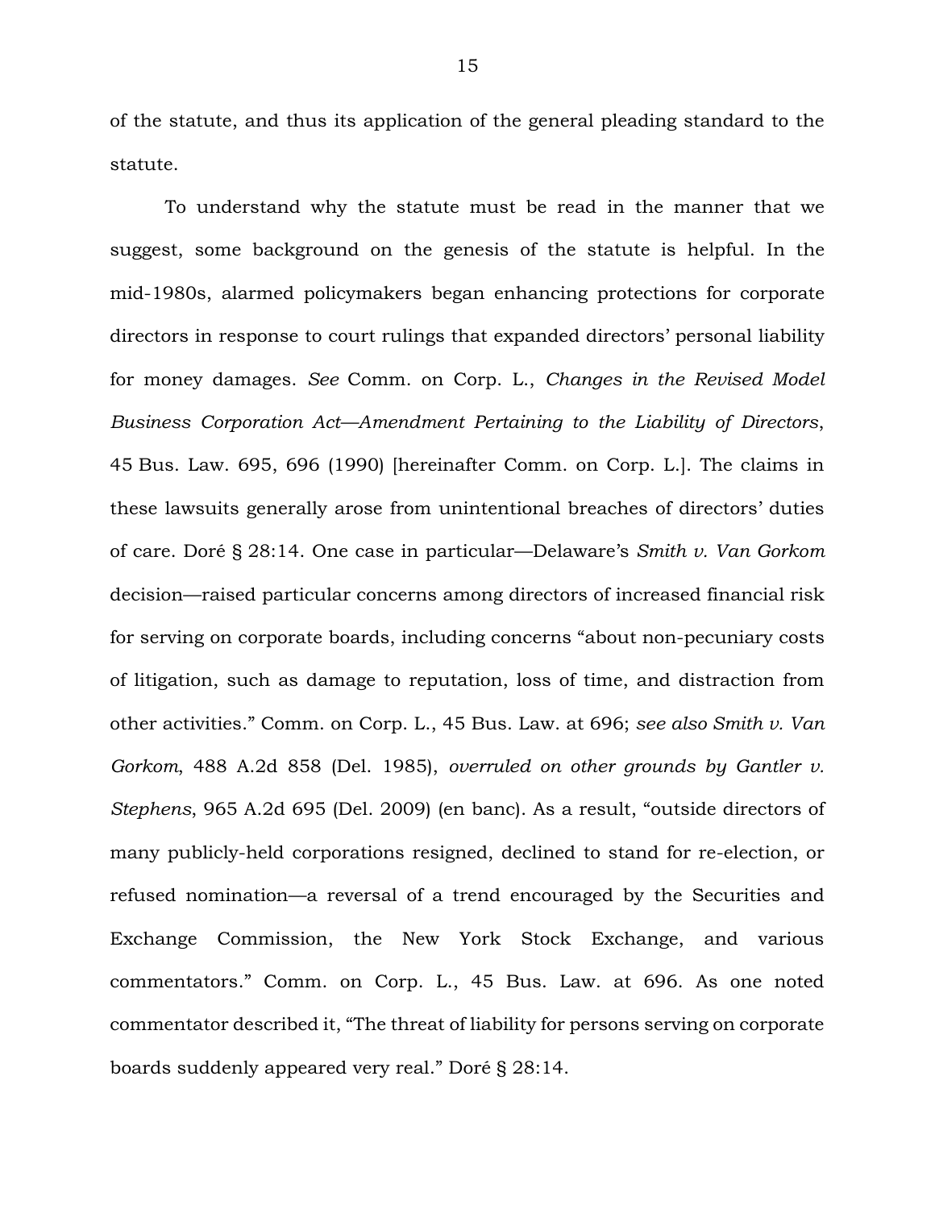of the statute, and thus its application of the general pleading standard to the statute.

To understand why the statute must be read in the manner that we suggest, some background on the genesis of the statute is helpful. In the mid-1980s, alarmed policymakers began enhancing protections for corporate directors in response to court rulings that expanded directors' personal liability for money damages. *See* Comm. on Corp. L., *Changes in the Revised Model Business Corporation Act—Amendment Pertaining to the Liability of Directors*, 45 Bus. Law. 695, 696 (1990) [hereinafter Comm. on Corp. L.]. The claims in these lawsuits generally arose from unintentional breaches of directors' duties of care. Doré § 28:14. One case in particular—Delaware's *Smith v. Van Gorkom* decision—raised particular concerns among directors of increased financial risk for serving on corporate boards, including concerns "about non-pecuniary costs of litigation, such as damage to reputation, loss of time, and distraction from other activities." Comm. on Corp. L., 45 Bus. Law. at 696; *see also Smith v. Van Gorkom*, 488 A.2d 858 (Del. 1985), *overruled on other grounds by Gantler v. Stephens*, 965 A.2d 695 (Del. 2009) (en banc). As a result, "outside directors of many publicly-held corporations resigned, declined to stand for re-election, or refused nomination—a reversal of a trend encouraged by the Securities and Exchange Commission, the New York Stock Exchange, and various commentators." Comm. on Corp. L., 45 Bus. Law. at 696. As one noted commentator described it, "The threat of liability for persons serving on corporate boards suddenly appeared very real." Doré § 28:14.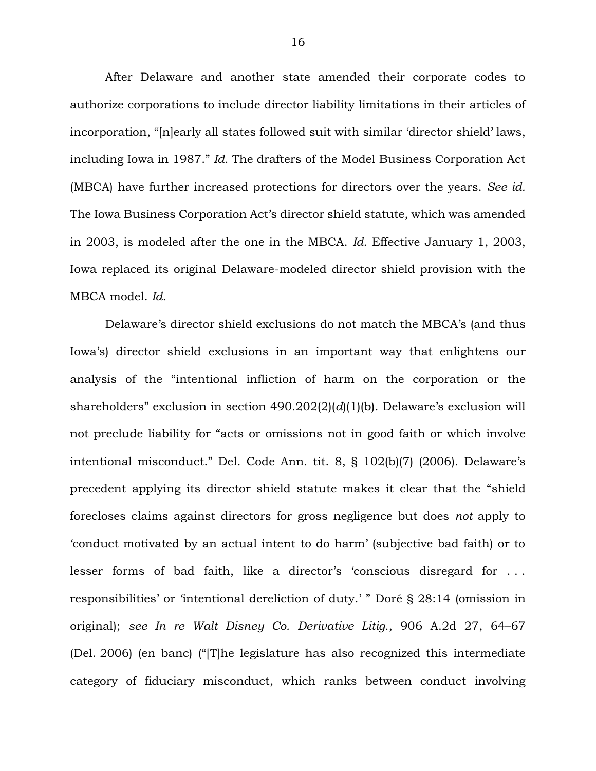After Delaware and another state amended their corporate codes to authorize corporations to include director liability limitations in their articles of incorporation, "[n]early all states followed suit with similar 'director shield' laws, including Iowa in 1987." *Id.* The drafters of the Model Business Corporation Act (MBCA) have further increased protections for directors over the years. *See id.* The Iowa Business Corporation Act's director shield statute, which was amended in 2003, is modeled after the one in the MBCA. *Id.* Effective January 1, 2003, Iowa replaced its original Delaware-modeled director shield provision with the MBCA model. *Id.*

Delaware's director shield exclusions do not match the MBCA's (and thus Iowa's) director shield exclusions in an important way that enlightens our analysis of the "intentional infliction of harm on the corporation or the shareholders" exclusion in section 490.202(2)(*d*)(1)(b). Delaware's exclusion will not preclude liability for "acts or omissions not in good faith or which involve intentional misconduct." Del. Code Ann. tit. 8, § 102(b)(7) (2006). Delaware's precedent applying its director shield statute makes it clear that the "shield forecloses claims against directors for gross negligence but does *not* apply to 'conduct motivated by an actual intent to do harm' (subjective bad faith) or to lesser forms of bad faith, like a director's 'conscious disregard for . . . responsibilities' or 'intentional dereliction of duty.' " Doré § 28:14 (omission in original); *see In re Walt Disney Co. Derivative Litig.*, 906 A.2d 27, 64–67 (Del. 2006) (en banc) ("[T]he legislature has also recognized this intermediate category of fiduciary misconduct, which ranks between conduct involving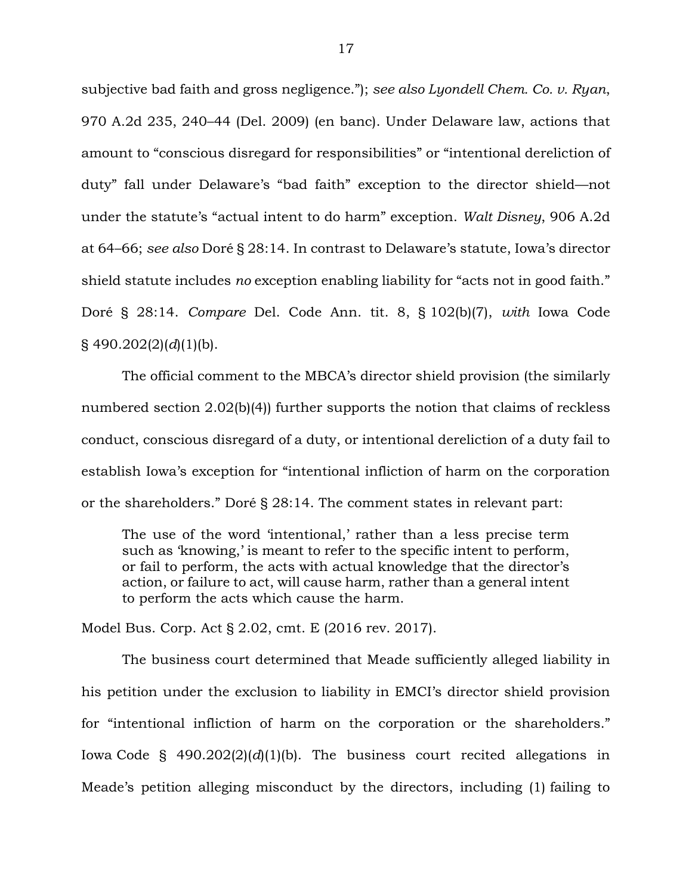subjective bad faith and gross negligence."); *see also Lyondell Chem. Co. v. Ryan*, 970 A.2d 235, 240–44 (Del. 2009) (en banc). Under Delaware law, actions that amount to "conscious disregard for responsibilities" or "intentional dereliction of duty" fall under Delaware's "bad faith" exception to the director shield—not under the statute's "actual intent to do harm" exception. *Walt Disney*, 906 A.2d at 64–66; *see also* Doré § 28:14. In contrast to Delaware's statute, Iowa's director shield statute includes *no* exception enabling liability for "acts not in good faith." Doré § 28:14. *Compare* Del. Code Ann. tit. 8, § 102(b)(7), *with* Iowa Code § 490.202(2)(*d*)(1)(b).

The official comment to the MBCA's director shield provision (the similarly numbered section 2.02(b)(4)) further supports the notion that claims of reckless conduct, conscious disregard of a duty, or intentional dereliction of a duty fail to establish Iowa's exception for "intentional infliction of harm on the corporation or the shareholders." Doré § 28:14. The comment states in relevant part:

> The use of the word 'intentional,' rather than a less precise term such as 'knowing,' is meant to refer to the specific intent to perform, or fail to perform, the acts with actual knowledge that the director's action, or failure to act, will cause harm, rather than a general intent to perform the acts which cause the harm.

Model Bus. Corp. Act § 2.02, cmt. E (2016 rev. 2017).

The business court determined that Meade sufficiently alleged liability in his petition under the exclusion to liability in EMCI's director shield provision for "intentional infliction of harm on the corporation or the shareholders." Iowa Code § 490.202(2)(*d*)(1)(b). The business court recited allegations in Meade's petition alleging misconduct by the directors, including (1) failing to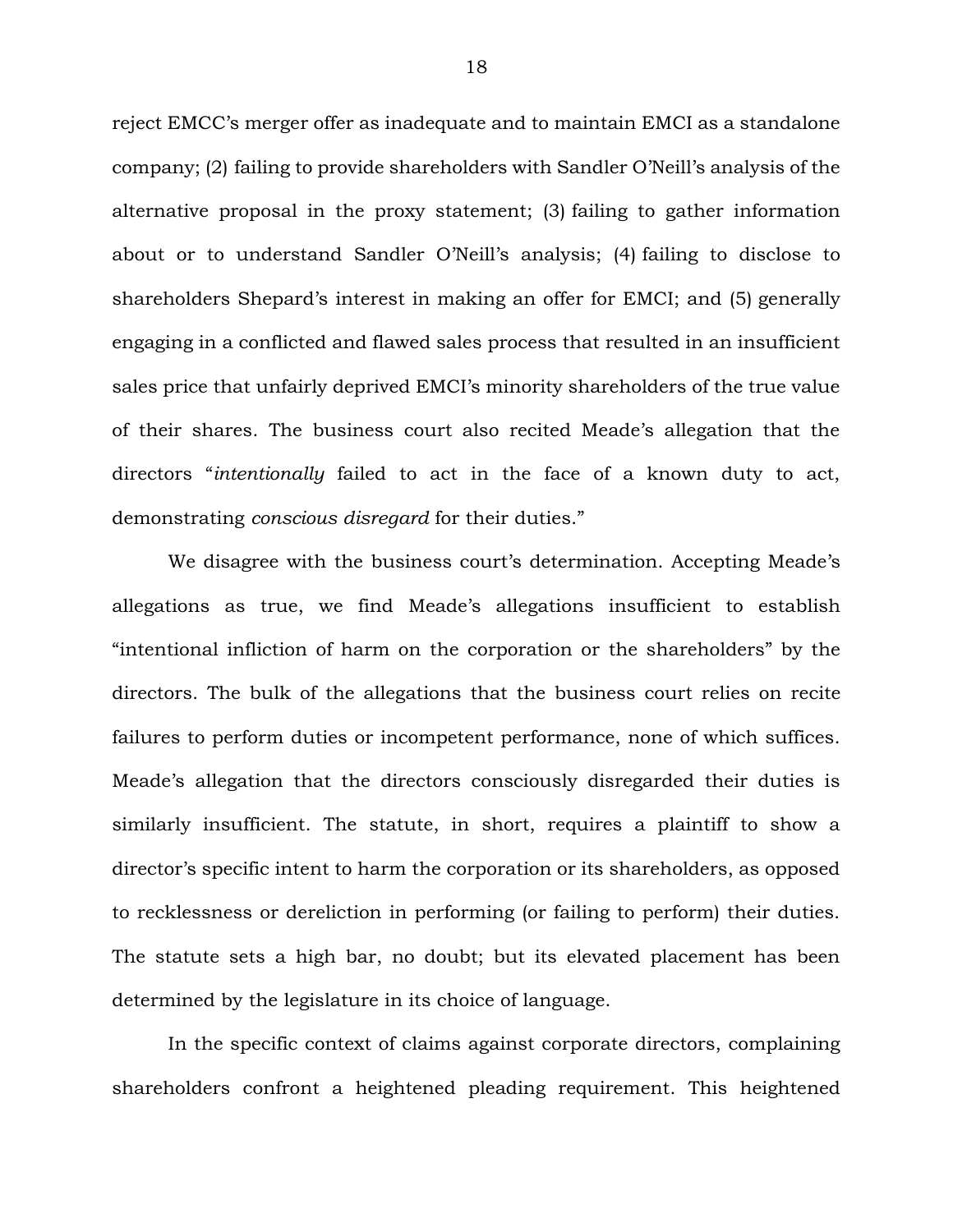reject EMCC's merger offer as inadequate and to maintain EMCI as a standalone company; (2) failing to provide shareholders with Sandler O'Neill's analysis of the alternative proposal in the proxy statement; (3) failing to gather information about or to understand Sandler O'Neill's analysis; (4) failing to disclose to shareholders Shepard's interest in making an offer for EMCI; and (5) generally engaging in a conflicted and flawed sales process that resulted in an insufficient sales price that unfairly deprived EMCI's minority shareholders of the true value of their shares. The business court also recited Meade's allegation that the directors "*intentionally* failed to act in the face of a known duty to act, demonstrating *conscious disregard* for their duties."

We disagree with the business court's determination. Accepting Meade's allegations as true, we find Meade's allegations insufficient to establish "intentional infliction of harm on the corporation or the shareholders" by the directors. The bulk of the allegations that the business court relies on recite failures to perform duties or incompetent performance, none of which suffices. Meade's allegation that the directors consciously disregarded their duties is similarly insufficient. The statute, in short, requires a plaintiff to show a director's specific intent to harm the corporation or its shareholders, as opposed to recklessness or dereliction in performing (or failing to perform) their duties. The statute sets a high bar, no doubt; but its elevated placement has been determined by the legislature in its choice of language.

In the specific context of claims against corporate directors, complaining shareholders confront a heightened pleading requirement. This heightened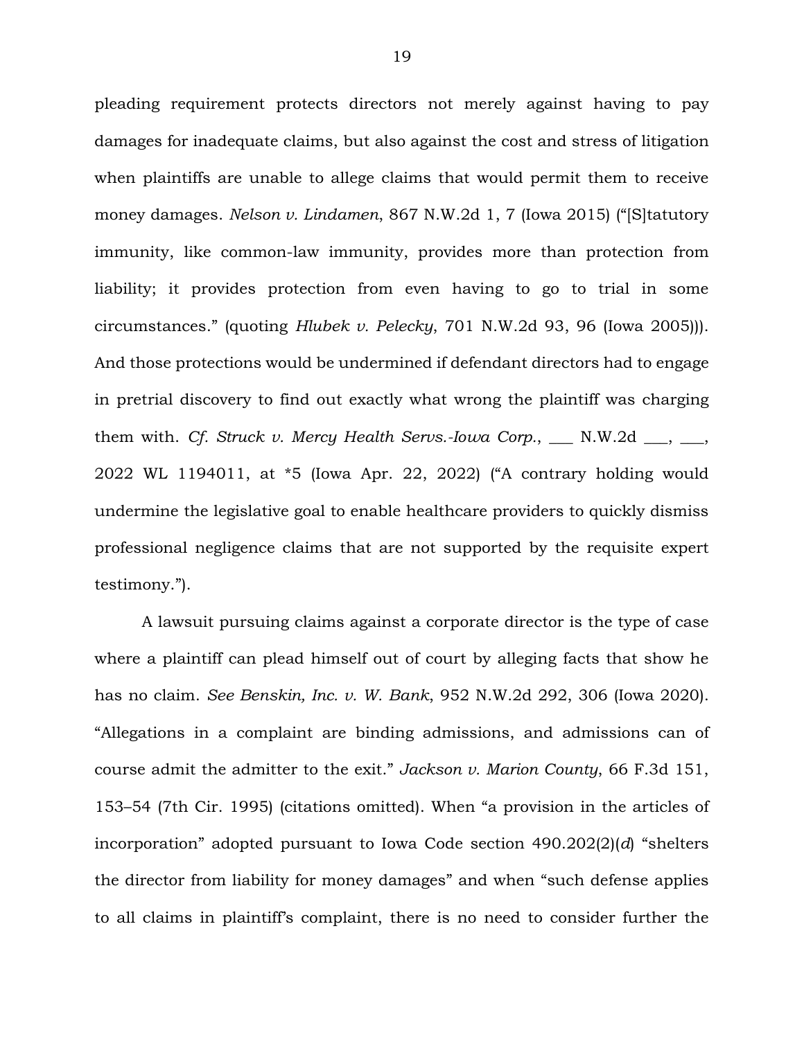pleading requirement protects directors not merely against having to pay damages for inadequate claims, but also against the cost and stress of litigation when plaintiffs are unable to allege claims that would permit them to receive money damages. *Nelson v. Lindamen*, 867 N.W.2d 1, 7 (Iowa 2015) ("[S]tatutory immunity, like common-law immunity, provides more than protection from liability; it provides protection from even having to go to trial in some circumstances." (quoting *Hlubek v. Pelecky*, 701 N.W.2d 93, 96 (Iowa 2005))). And those protections would be undermined if defendant directors had to engage in pretrial discovery to find out exactly what wrong the plaintiff was charging them with. *Cf. Struck v. Mercy Health Servs.-Iowa Corp.*, ___ N.W.2d ___, ___, 2022 WL 1194011, at *5 (Iowa Apr. 22, 2022) ("A contrary holding would undermine the legislative goal to enable healthcare providers to quickly dismiss professional negligence claims that are not supported by the requisite expert testimony.").

A lawsuit pursuing claims against a corporate director is the type of case where a plaintiff can plead himself out of court by alleging facts that show he has no claim. *See Benskin, Inc. v. W. Bank*, 952 N.W.2d 292, 306 (Iowa 2020). "Allegations in a complaint are binding admissions, and admissions can of course admit the admitter to the exit." *Jackson v. Marion County*, 66 F.3d 151, 153–54 (7th Cir. 1995) (citations omitted). When "a provision in the articles of incorporation" adopted pursuant to Iowa Code section 490.202(2)(*d*) "shelters the director from liability for money damages" and when "such defense applies to all claims in plaintiff's complaint, there is no need to consider further the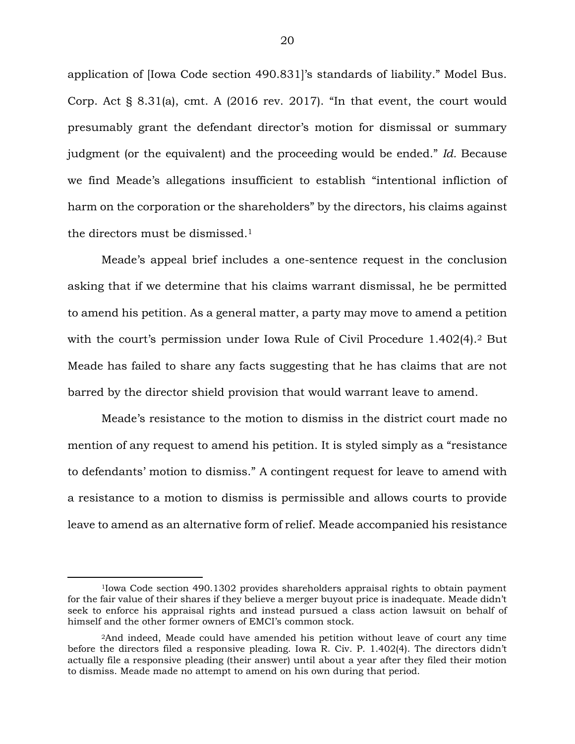application of [Iowa Code section 490.831]'s standards of liability." Model Bus. Corp. Act § 8.31(a), cmt. A (2016 rev. 2017). "In that event, the court would presumably grant the defendant director's motion for dismissal or summary judgment (or the equivalent) and the proceeding would be ended." *Id.* Because we find Meade's allegations insufficient to establish "intentional infliction of harm on the corporation or the shareholders" by the directors, his claims against the directors must be dismissed.[1]

Meade's appeal brief includes a one-sentence request in the conclusion asking that if we determine that his claims warrant dismissal, he be permitted to amend his petition. As a general matter, a party may move to amend a petition with the court's permission under Iowa Rule of Civil Procedure 1.402(4).[2] But Meade has failed to share any facts suggesting that he has claims that are not barred by the director shield provision that would warrant leave to amend.

Meade's resistance to the motion to dismiss in the district court made no mention of any request to amend his petition. It is styled simply as a "resistance to defendants' motion to dismiss." A contingent request for leave to amend with a resistance to a motion to dismiss is permissible and allows courts to provide leave to amend as an alternative form of relief. Meade accompanied his resistance

---

[1]Iowa Code section 490.1302 provides shareholders appraisal rights to obtain payment for the fair value of their shares if they believe a merger buyout price is inadequate. Meade didn't seek to enforce his appraisal rights and instead pursued a class action lawsuit on behalf of himself and the other former owners of EMCI's common stock.

[2]And indeed, Meade could have amended his petition without leave of court any time before the directors filed a responsive pleading. Iowa R. Civ. P. 1.402(4). The directors didn't actually file a responsive pleading (their answer) until about a year after they filed their motion to dismiss. Meade made no attempt to amend on his own during that period.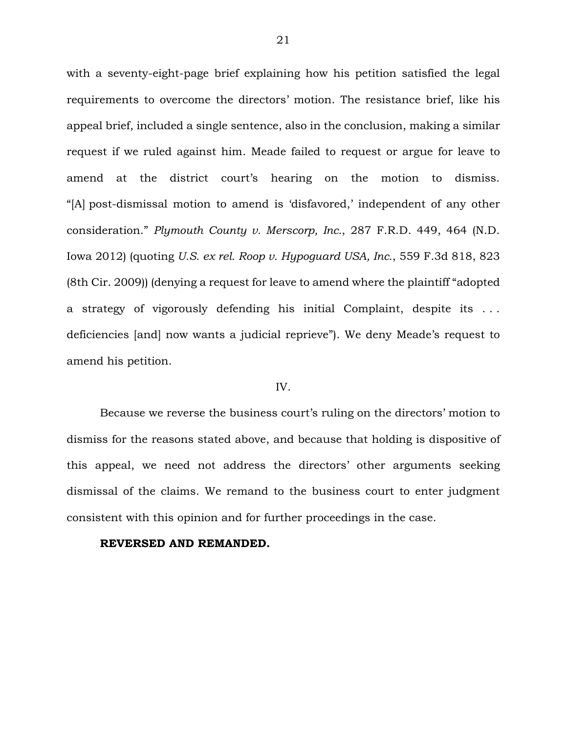with a seventy-eight-page brief explaining how his petition satisfied the legal requirements to overcome the directors' motion. The resistance brief, like his appeal brief, included a single sentence, also in the conclusion, making a similar request if we ruled against him. Meade failed to request or argue for leave to amend at the district court's hearing on the motion to dismiss. "[A] post-dismissal motion to amend is 'disfavored,' independent of any other consideration." *Plymouth County v. Merscorp, Inc.*, 287 F.R.D. 449, 464 (N.D. Iowa 2012) (quoting *U.S. ex rel. Roop v. Hypoguard USA, Inc.*, 559 F.3d 818, 823 (8th Cir. 2009)) (denying a request for leave to amend where the plaintiff "adopted a strategy of vigorously defending his initial Complaint, despite its . . . deficiencies [and] now wants a judicial reprieve"). We deny Meade's request to amend his petition.

IV.

Because we reverse the business court's ruling on the directors' motion to dismiss for the reasons stated above, and because that holding is dispositive of this appeal, we need not address the directors' other arguments seeking dismissal of the claims. We remand to the business court to enter judgment consistent with this opinion and for further proceedings in the case.

**REVERSED AND REMANDED.**